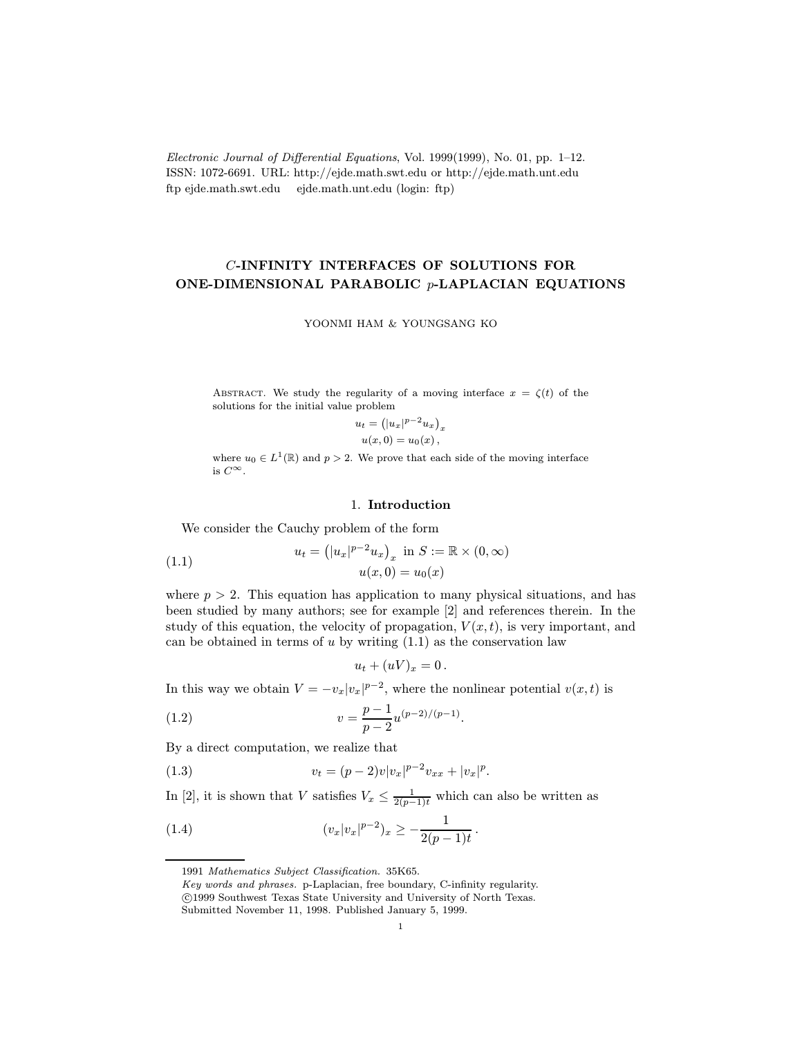# $C$-INFINITY INTERFACES OF SOLUTIONS FOR ONE-DIMENSIONAL PARABOLIC $p$-LAPLACIAN EQUATIONS

YOONMI HAM & YOUNGSANG KO

Abstract. We study the regularity of a moving interface $x = \zeta(t)$ of the solutions for the initial value problem

$$u_t = \left(|u_x|^{p-2}u_x\right)_x$$
$$u(x,0) = u_0(x)\,,$$

where $u_0 \in L^1(\mathbb{R})$ and $p > 2$. We prove that each side of the moving interface is $C^\infty$.

## 1. Introduction

We consider the Cauchy problem of the form

$$u_t = \left(|u_x|^{p-2}u_x\right)_x \text{ in } S := \mathbb{R}\times(0,\infty)$$
$$u(x,0) = u_0(x) \tag{1.1}$$

where $p > 2$. This equation has application to many physical situations, and has been studied by many authors; see for example [2] and references therein. In the study of this equation, the velocity of propagation, $V(x,t)$, is very important, and can be obtained in terms of $u$ by writing (1.1) as the conservation law

$$u_t + (uV)_x = 0\,.$$

In this way we obtain $V = -v_x|v_x|^{p-2}$, where the nonlinear potential $v(x,t)$ is

$$v = \frac{p-1}{p-2}u^{(p-2)/(p-1)}. \tag{1.2}$$

By a direct computation, we realize that

$$v_t = (p-2)v|v_x|^{p-2}v_{xx} + |v_x|^p. \tag{1.3}$$

In [2], it is shown that $V$ satisfies $V_x \leq \frac{1}{2(p-1)t}$ which can also be written as

$$(v_x|v_x|^{p-2})_x \geq -\frac{1}{2(p-1)t}\,. \tag{1.4}$$

---

1991 *Mathematics Subject Classification.* 35K65.

*Key words and phrases.* p-Laplacian, free boundary, C-infinity regularity.

©1999 Southwest Texas State University and University of North Texas.

Submitted November 11, 1998. Published January 5, 1999.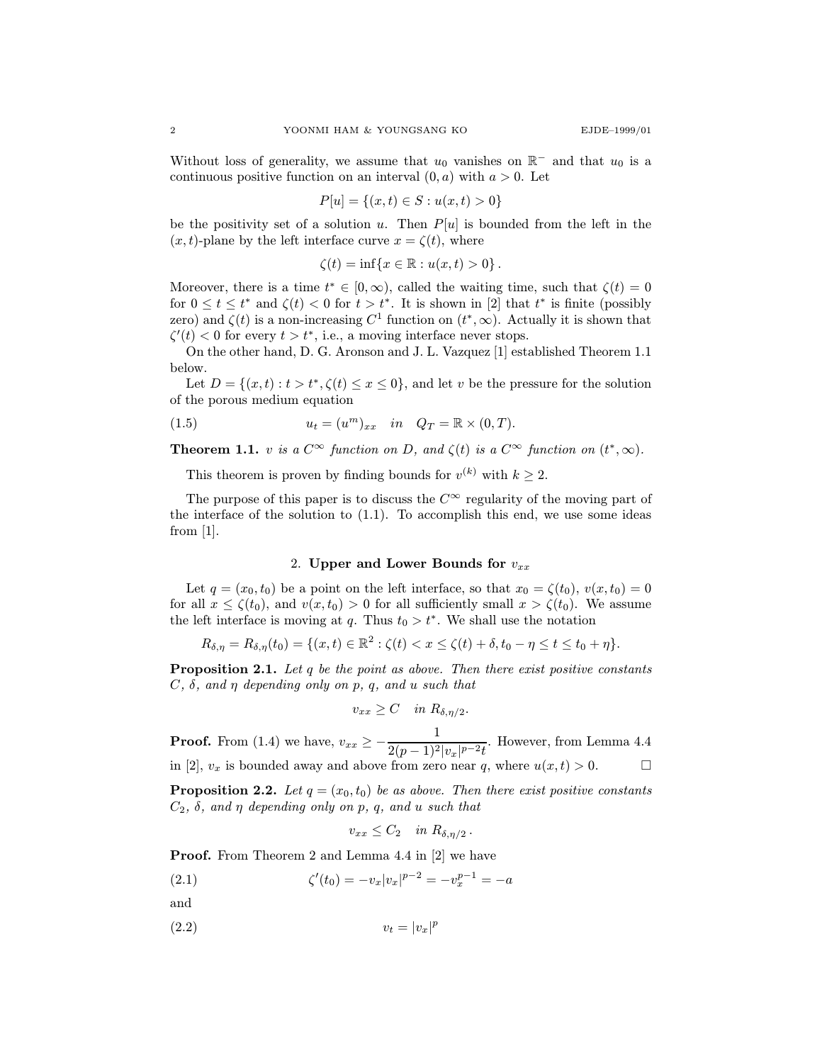Without loss of generality, we assume that $u_0$ vanishes on $\mathbb{R}^-$ and that $u_0$ is a continuous positive function on an interval $(0, a)$ with $a > 0$. Let

$$P[u] = \{(x,t) \in S : u(x,t) > 0\}$$

be the positivity set of a solution $u$. Then $P[u]$ is bounded from the left in the $(x,t)$-plane by the left interface curve $x = \zeta(t)$, where

$$\zeta(t) = \inf\{x \in \mathbb{R} : u(x,t) > 0\}.$$

Moreover, there is a time $t^* \in [0, \infty)$, called the waiting time, such that $\zeta(t) = 0$ for $0 \le t \le t^*$ and $\zeta(t) < 0$ for $t > t^*$. It is shown in [2] that $t^*$ is finite (possibly zero) and $\zeta(t)$ is a non-increasing $C^1$ function on $(t^*, \infty)$. Actually it is shown that $\zeta'(t) < 0$ for every $t > t^*$, i.e., a moving interface never stops.

On the other hand, D. G. Aronson and J. L. Vazquez [1] established Theorem 1.1 below.

Let $D = \{(x,t) : t > t^*, \zeta(t) \le x \le 0\}$, and let $v$ be the pressure for the solution of the porous medium equation

$$u_t = (u^m)_{xx} \quad in \quad Q_T = \mathbb{R} \times (0,T). \tag{1.5}$$

**Theorem 1.1.** *$v$ is a $C^\infty$ function on $D$, and $\zeta(t)$ is a $C^\infty$ function on $(t^*, \infty)$.*

This theorem is proven by finding bounds for $v^{(k)}$ with $k \ge 2$.

The purpose of this paper is to discuss the $C^\infty$ regularity of the moving part of the interface of the solution to (1.1). To accomplish this end, we use some ideas from [1].

## 2. Upper and Lower Bounds for $v_{xx}$

Let $q = (x_0, t_0)$ be a point on the left interface, so that $x_0 = \zeta(t_0)$, $v(x, t_0) = 0$ for all $x \le \zeta(t_0)$, and $v(x, t_0) > 0$ for all sufficiently small $x > \zeta(t_0)$. We assume the left interface is moving at $q$. Thus $t_0 > t^*$. We shall use the notation

$$R_{\delta,\eta} = R_{\delta,\eta}(t_0) = \{(x,t) \in \mathbb{R}^2 : \zeta(t) < x \le \zeta(t) + \delta, t_0 - \eta \le t \le t_0 + \eta\}.$$

**Proposition 2.1.** *Let $q$ be the point as above. Then there exist positive constants $C$, $\delta$, and $\eta$ depending only on $p$, $q$, and $u$ such that*

$$v_{xx} \ge C \quad in \ R_{\delta,\eta/2}.$$

**Proof.** From (1.4) we have, $v_{xx} \ge -\dfrac{1}{2(p-1)^2|v_x|^{p-2}t}$. However, from Lemma 4.4 in [2], $v_x$ is bounded away and above from zero near $q$, where $u(x,t) > 0$. $\square$

**Proposition 2.2.** *Let $q = (x_0, t_0)$ be as above. Then there exist positive constants $C_2$, $\delta$, and $\eta$ depending only on $p$, $q$, and $u$ such that*

$$v_{xx} \le C_2 \quad in \ R_{\delta,\eta/2}.$$

**Proof.** From Theorem 2 and Lemma 4.4 in [2] we have

$$\zeta'(t_0) = -v_x|v_x|^{p-2} = -v_x^{p-1} = -a \tag{2.1}$$

and

$$v_t = |v_x|^p \tag{2.2}$$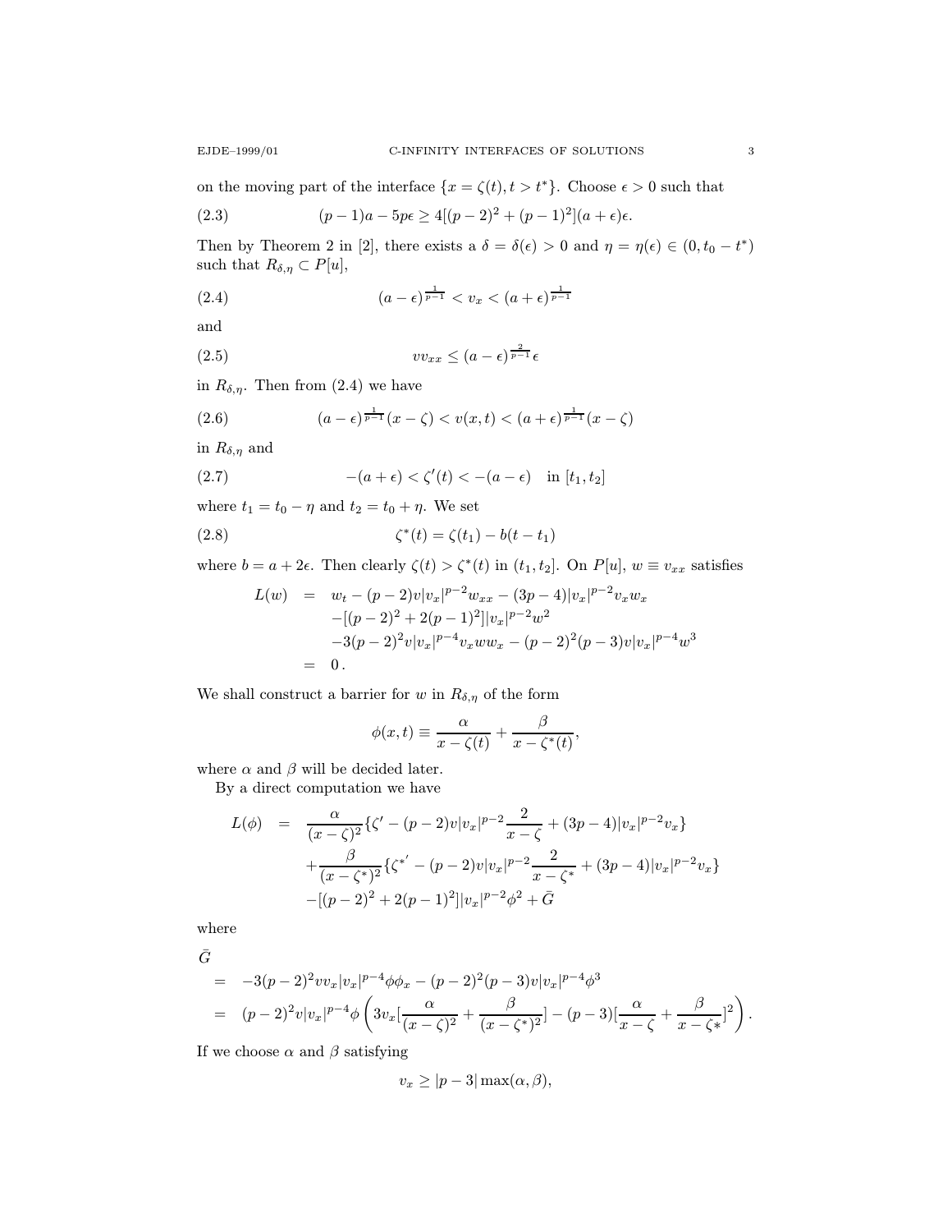on the moving part of the interface $\{x = \zeta(t), t > t^*\}$. Choose $\epsilon > 0$ such that

$$(p-1)a - 5p\epsilon \geq 4[(p-2)^2 + (p-1)^2](a+\epsilon)\epsilon. \tag{2.3}$$

Then by Theorem 2 in [2], there exists a $\delta = \delta(\epsilon) > 0$ and $\eta = \eta(\epsilon) \in (0, t_0 - t^*)$ such that $R_{\delta,\eta} \subset P[u]$,

$$(a-\epsilon)^{\frac{1}{p-1}} < v_x < (a+\epsilon)^{\frac{1}{p-1}} \tag{2.4}$$

and

$$vv_{xx} \leq (a-\epsilon)^{\frac{2}{p-1}}\epsilon \tag{2.5}$$

in $R_{\delta,\eta}$. Then from (2.4) we have

$$(a-\epsilon)^{\frac{1}{p-1}}(x-\zeta) < v(x,t) < (a+\epsilon)^{\frac{1}{p-1}}(x-\zeta) \tag{2.6}$$

in $R_{\delta,\eta}$ and

$$-(a+\epsilon) < \zeta'(t) < -(a-\epsilon) \quad \text{in } [t_1, t_2] \tag{2.7}$$

where $t_1 = t_0 - \eta$ and $t_2 = t_0 + \eta$. We set

$$\zeta^*(t) = \zeta(t_1) - b(t - t_1) \tag{2.8}$$

where $b = a + 2\epsilon$. Then clearly $\zeta(t) > \zeta^*(t)$ in $(t_1, t_2]$. On $P[u]$, $w \equiv v_{xx}$ satisfies

$$\begin{aligned}
L(w) &= w_t - (p-2)v|v_x|^{p-2}w_{xx} - (3p-4)|v_x|^{p-2}v_x w_x \\
&\quad -[(p-2)^2 + 2(p-1)^2]|v_x|^{p-2}w^2 \\
&\quad -3(p-2)^2 v|v_x|^{p-4}v_x w w_x - (p-2)^2(p-3)v|v_x|^{p-4}w^3 \\
&= 0\,.
\end{aligned}$$

We shall construct a barrier for $w$ in $R_{\delta,\eta}$ of the form

$$\phi(x,t) \equiv \frac{\alpha}{x - \zeta(t)} + \frac{\beta}{x - \zeta^*(t)},$$

where $\alpha$ and $\beta$ will be decided later.

By a direct computation we have

$$\begin{aligned}
L(\phi) &= \frac{\alpha}{(x-\zeta)^2}\{\zeta' - (p-2)v|v_x|^{p-2}\frac{2}{x-\zeta} + (3p-4)|v_x|^{p-2}v_x\} \\
&\quad + \frac{\beta}{(x-\zeta^*)^2}\{\zeta^{*'} - (p-2)v|v_x|^{p-2}\frac{2}{x-\zeta^*} + (3p-4)|v_x|^{p-2}v_x\} \\
&\quad -[(p-2)^2 + 2(p-1)^2]|v_x|^{p-2}\phi^2 + \bar{G}
\end{aligned}$$

where

$$\begin{aligned}
&\bar{G} \\
&= -3(p-2)^2 vv_x|v_x|^{p-4}\phi\phi_x - (p-2)^2(p-3)v|v_x|^{p-4}\phi^3 \\
&= (p-2)^2 v|v_x|^{p-4}\phi\left(3v_x[\frac{\alpha}{(x-\zeta)^2} + \frac{\beta}{(x-\zeta^*)^2}] - (p-3)[\frac{\alpha}{x-\zeta} + \frac{\beta}{x-\zeta*}]^2\right).
\end{aligned}$$

If we choose $\alpha$ and $\beta$ satisfying

$$v_x \geq |p-3|\max(\alpha, \beta),$$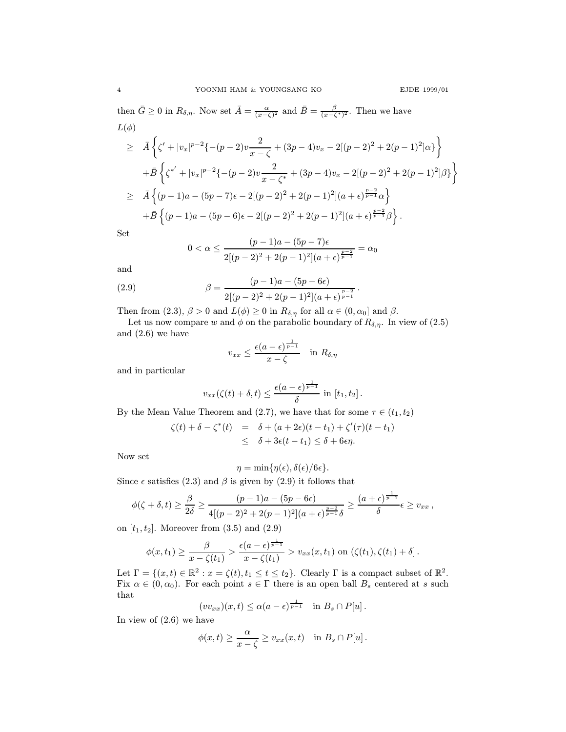then $\bar{G} \geq 0$ in $R_{\delta,\eta}$. Now set $\bar{A} = \frac{\alpha}{(x-\zeta)^2}$ and $\bar{B} = \frac{\beta}{(x-\zeta^*)^2}$. Then we have

$$
\begin{aligned}
&L(\phi) \\
&\geq \bar{A}\left\{\zeta' + |v_x|^{p-2}\{-(p-2)v\frac{2}{x-\zeta} + (3p-4)v_x - 2[(p-2)^2 + 2(p-1)^2]\alpha\}\right\} \\
&\quad + \bar{B}\left\{\zeta^{*'} + |v_x|^{p-2}\{-(p-2)v\frac{2}{x-\zeta^*} + (3p-4)v_x - 2[(p-2)^2 + 2(p-1)^2]\beta\}\right\} \\
&\geq \bar{A}\left\{(p-1)a - (5p-7)\epsilon - 2[(p-2)^2 + 2(p-1)^2](a+\epsilon)^{\frac{p-2}{p-1}}\alpha\right\} \\
&\quad + \bar{B}\left\{(p-1)a - (5p-6)\epsilon - 2[(p-2)^2 + 2(p-1)^2](a+\epsilon)^{\frac{p-2}{p-1}}\beta\right\}.
\end{aligned}
$$

Set

$$
0 < \alpha \leq \frac{(p-1)a - (5p-7)\epsilon}{2[(p-2)^2 + 2(p-1)^2](a+\epsilon)^{\frac{p-2}{p-1}}} = \alpha_0
$$

and

$$
\beta = \frac{(p-1)a - (5p-6\epsilon)}{2[(p-2)^2 + 2(p-1)^2](a+\epsilon)^{\frac{p-2}{p-1}}}. \tag{2.9}
$$

Then from (2.3), $\beta > 0$ and $L(\phi) \geq 0$ in $R_{\delta,\eta}$ for all $\alpha \in (0, \alpha_0]$ and $\beta$.

Let us now compare $w$ and $\phi$ on the parabolic boundary of $R_{\delta,\eta}$. In view of (2.5) and (2.6) we have

$$
v_{xx} \leq \frac{\epsilon(a-\epsilon)^{\frac{1}{p-1}}}{x-\zeta} \quad \text{in } R_{\delta,\eta}
$$

and in particular

$$
v_{xx}(\zeta(t)+\delta, t) \leq \frac{\epsilon(a-\epsilon)^{\frac{1}{p-1}}}{\delta} \text{ in } [t_1, t_2].
$$

By the Mean Value Theorem and (2.7), we have that for some $\tau \in (t_1, t_2)$

$$
\begin{aligned}
\zeta(t) + \delta - \zeta^*(t) &= \delta + (a+2\epsilon)(t-t_1) + \zeta'(\tau)(t-t_1) \\
&\leq \delta + 3\epsilon(t-t_1) \leq \delta + 6\epsilon\eta.
\end{aligned}
$$

Now set

$$
\eta = \min\{\eta(\epsilon), \delta(\epsilon)/6\epsilon\}.
$$

Since $\epsilon$ satisfies (2.3) and $\beta$ is given by (2.9) it follows that

$$
\phi(\zeta+\delta, t) \geq \frac{\beta}{2\delta} \geq \frac{(p-1)a - (5p-6\epsilon)}{4[(p-2)^2 + 2(p-1)^2](a+\epsilon)^{\frac{p-2}{p-1}}\delta} \geq \frac{(a+\epsilon)^{\frac{1}{p-1}}}{\delta}\epsilon \geq v_{xx},
$$

on $[t_1, t_2]$. Moreover from (3.5) and (2.9)

$$
\phi(x, t_1) \geq \frac{\beta}{x-\zeta(t_1)} > \frac{\epsilon(a-\epsilon)^{\frac{1}{p-1}}}{x-\zeta(t_1)} > v_{xx}(x, t_1) \text{ on } (\zeta(t_1), \zeta(t_1)+\delta].
$$

Let $\Gamma = \{(x,t) \in \mathbb{R}^2 : x = \zeta(t), t_1 \leq t \leq t_2\}$. Clearly $\Gamma$ is a compact subset of $\mathbb{R}^2$. Fix $\alpha \in (0, \alpha_0)$. For each point $s \in \Gamma$ there is an open ball $B_s$ centered at $s$ such that

$$
(vv_{xx})(x,t) \leq \alpha(a-\epsilon)^{\frac{1}{p-1}} \quad \text{in } B_s \cap P[u].
$$

In view of (2.6) we have

$$
\phi(x,t) \geq \frac{\alpha}{x-\zeta} \geq v_{xx}(x,t) \quad \text{in } B_s \cap P[u].
$$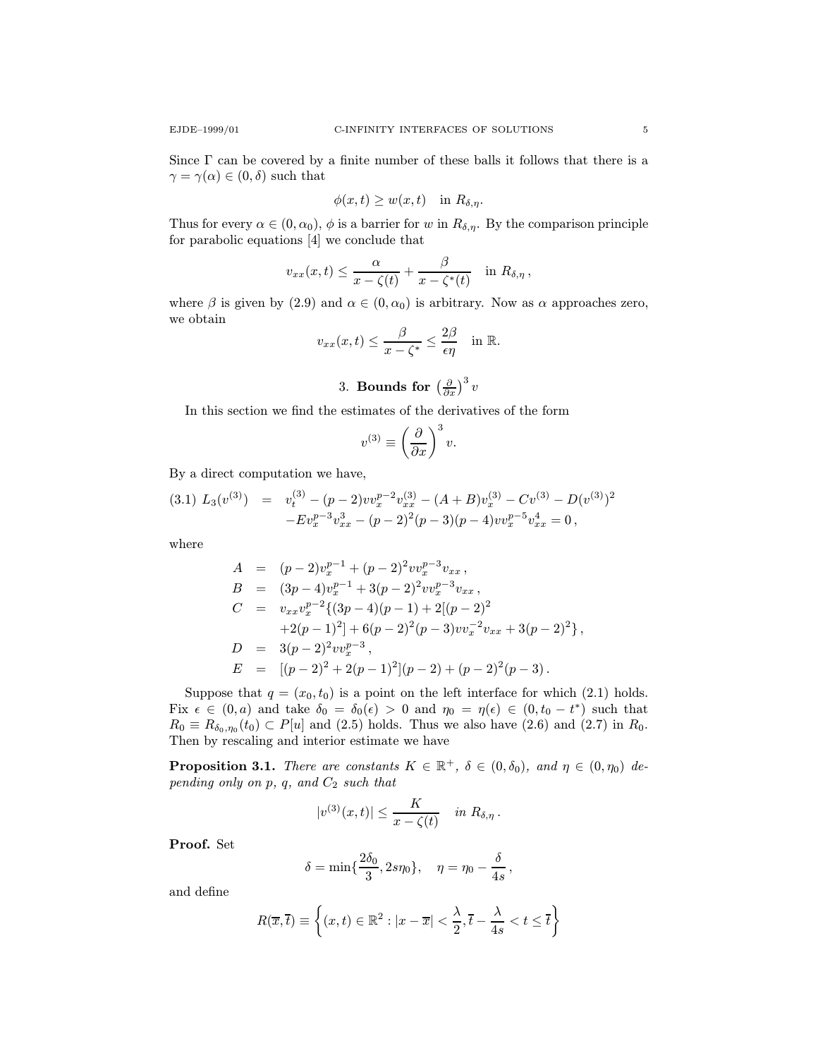Since $\Gamma$ can be covered by a finite number of these balls it follows that there is a $\gamma = \gamma(\alpha) \in (0, \delta)$ such that

$$\phi(x,t) \geq w(x,t) \quad \text{in } R_{\delta,\eta}.$$

Thus for every $\alpha \in (0, \alpha_0)$, $\phi$ is a barrier for $w$ in $R_{\delta,\eta}$. By the comparison principle for parabolic equations [4] we conclude that

$$v_{xx}(x,t) \leq \frac{\alpha}{x - \zeta(t)} + \frac{\beta}{x - \zeta^*(t)} \quad \text{in } R_{\delta,\eta}\,,$$

where $\beta$ is given by (2.9) and $\alpha \in (0, \alpha_0)$ is arbitrary. Now as $\alpha$ approaches zero, we obtain

$$v_{xx}(x,t) \leq \frac{\beta}{x - \zeta^*} \leq \frac{2\beta}{\epsilon \eta} \quad \text{in } \mathbb{R}.$$

## 3. Bounds for $\left(\frac{\partial}{\partial x}\right)^3 v$

In this section we find the estimates of the derivatives of the form

$$v^{(3)} \equiv \left(\frac{\partial}{\partial x}\right)^3 v.$$

By a direct computation we have,

$$\begin{aligned}(3.1)\ L_3(v^{(3)}) \;&=\; v_t^{(3)} - (p-2) v v_x^{p-2} v_{xx}^{(3)} - (A+B) v_x^{(3)} - C v^{(3)} - D (v^{(3)})^2 \\ &\quad - E v_x^{p-3} v_{xx}^3 - (p-2)^2 (p-3)(p-4) v v_x^{p-5} v_{xx}^4 = 0\,,\end{aligned}$$

where

$$\begin{aligned}
A &= (p-2) v_x^{p-1} + (p-2)^2 v v_x^{p-3} v_{xx}\,, \\
B &= (3p-4) v_x^{p-1} + 3(p-2)^2 v v_x^{p-3} v_{xx}\,, \\
C &= v_{xx} v_x^{p-2} \{ (3p-4)(p-1) + 2[(p-2)^2 \\
&\quad + 2(p-1)^2] + 6(p-2)^2 (p-3) v v_x^{-2} v_{xx} + 3(p-2)^2 \}\,, \\
D &= 3(p-2)^2 v v_x^{p-3}\,, \\
E &= [(p-2)^2 + 2(p-1)^2](p-2) + (p-2)^2 (p-3)\,.
\end{aligned}$$

Suppose that $q = (x_0, t_0)$ is a point on the left interface for which (2.1) holds. Fix $\epsilon \in (0, a)$ and take $\delta_0 = \delta_0(\epsilon) > 0$ and $\eta_0 = \eta(\epsilon) \in (0, t_0 - t^*)$ such that $R_0 \equiv R_{\delta_0,\eta_0}(t_0) \subset P[u]$ and (2.5) holds. Thus we also have (2.6) and (2.7) in $R_0$. Then by rescaling and interior estimate we have

**Proposition 3.1.** *There are constants $K \in \mathbb{R}^+$, $\delta \in (0, \delta_0)$, and $\eta \in (0, \eta_0)$ depending only on $p$, $q$, and $C_2$ such that*

$$|v^{(3)}(x,t)| \leq \frac{K}{x - \zeta(t)} \quad \textit{in } R_{\delta,\eta}\,.$$

**Proof.** Set

$$\delta = \min\{\frac{2\delta_0}{3}, 2s\eta_0\}, \quad \eta = \eta_0 - \frac{\delta}{4s}\,,$$

and define

$$R(\overline{x}, \overline{t}) \equiv \left\{ (x,t) \in \mathbb{R}^2 : |x - \overline{x}| < \frac{\lambda}{2}, \overline{t} - \frac{\lambda}{4s} < t \leq \overline{t} \right\}$$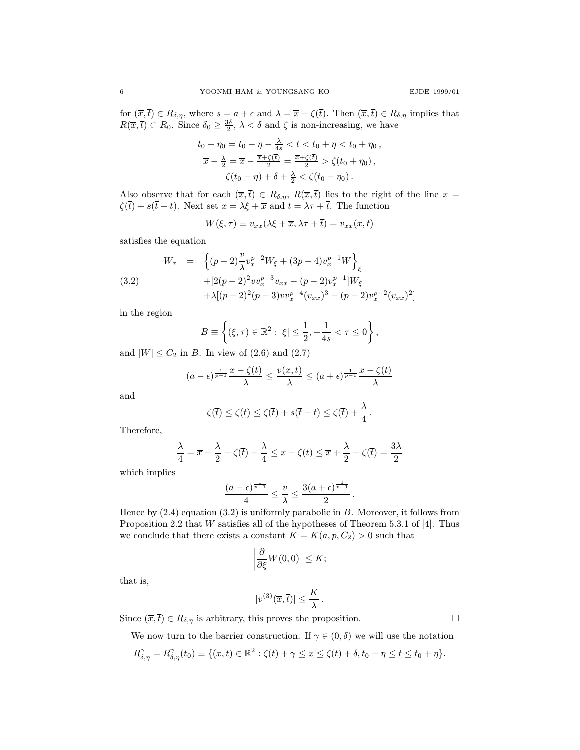for $(\overline{x}, \overline{t}) \in R_{\delta,\eta}$, where $s = a + \epsilon$ and $\lambda = \overline{x} - \zeta(\overline{t})$. Then $(\overline{x}, \overline{t}) \in R_{\delta,\eta}$ implies that $R(\overline{x}, \overline{t}) \subset R_0$. Since $\delta_0 \geq \frac{3\delta}{2}$, $\lambda < \delta$ and $\zeta$ is non-increasing, we have

$$t_0 - \eta_0 = t_0 - \eta - \tfrac{\lambda}{4s} < t < t_0 + \eta < t_0 + \eta_0 \,,$$

$$\overline{x} - \tfrac{\lambda}{2} = \overline{x} - \tfrac{\overline{x} + \zeta(\overline{t})}{2} = \tfrac{\overline{x} + \zeta(\overline{t})}{2} > \zeta(t_0 + \eta_0) \,,$$

$$\zeta(t_0 - \eta) + \delta + \tfrac{\lambda}{2} < \zeta(t_0 - \eta_0) \,.$$

Also observe that for each $(\overline{x}, \overline{t}) \in R_{\delta,\eta}$, $R(\overline{x}, \overline{t})$ lies to the right of the line $x = \zeta(\overline{t}) + s(\overline{t} - t)$. Next set $x = \lambda\xi + \overline{x}$ and $t = \lambda\tau + \overline{t}$. The function

$$W(\xi, \tau) \equiv v_{xx}(\lambda\xi + \overline{x}, \lambda\tau + \overline{t}) = v_{xx}(x, t)$$

satisfies the equation

$$\begin{aligned} W_\tau \;=\; & \Big\{(p-2)\frac{v}{\lambda} v_x^{p-2} W_\xi + (3p-4) v_x^{p-1} W\Big\}_\xi \\ & + [2(p-2)^2 v v_x^{p-3} v_{xx} - (p-2) v_x^{p-1}] W_\xi \\ & + \lambda[(p-2)^2(p-3) v v_x^{p-4} (v_{xx})^3 - (p-2) v_x^{p-2} (v_{xx})^2] \end{aligned} \tag{3.2}$$

in the region

$$B \equiv \left\{(\xi, \tau) \in \mathbb{R}^2 : |\xi| \leq \frac{1}{2}, -\frac{1}{4s} < \tau \leq 0\right\},$$

and $|W| \leq C_2$ in $B$. In view of (2.6) and (2.7)

$$(a - \epsilon)^{\frac{1}{p-1}} \frac{x - \zeta(t)}{\lambda} \leq \frac{v(x,t)}{\lambda} \leq (a + \epsilon)^{\frac{1}{p-1}} \frac{x - \zeta(t)}{\lambda}$$

and

$$\zeta(\overline{t}) \leq \zeta(t) \leq \zeta(\overline{t}) + s(\overline{t} - t) \leq \zeta(\overline{t}) + \frac{\lambda}{4} \,.$$

Therefore,

$$\frac{\lambda}{4} = \overline{x} - \frac{\lambda}{2} - \zeta(\overline{t}) - \frac{\lambda}{4} \leq x - \zeta(t) \leq \overline{x} + \frac{\lambda}{2} - \zeta(\overline{t}) = \frac{3\lambda}{2}$$

which implies

$$\frac{(a - \epsilon)^{\frac{1}{p-1}}}{4} \leq \frac{v}{\lambda} \leq \frac{3(a + \epsilon)^{\frac{1}{p-1}}}{2} \,.$$

Hence by (2.4) equation (3.2) is uniformly parabolic in $B$. Moreover, it follows from Proposition 2.2 that $W$ satisfies all of the hypotheses of Theorem 5.3.1 of [4]. Thus we conclude that there exists a constant $K = K(a, p, C_2) > 0$ such that

$$\left|\frac{\partial}{\partial \xi} W(0,0)\right| \leq K;$$

that is,

$$|v^{(3)}(\overline{x}, \overline{t})| \leq \frac{K}{\lambda} \,.$$

Since $(\overline{x}, \overline{t}) \in R_{\delta,\eta}$ is arbitrary, this proves the proposition. $\square$

We now turn to the barrier construction. If $\gamma \in (0, \delta)$ we will use the notation

$$R^\gamma_{\delta,\eta} = R^\gamma_{\delta,\eta}(t_0) \equiv \{(x,t) \in \mathbb{R}^2 : \zeta(t) + \gamma \leq x \leq \zeta(t) + \delta, t_0 - \eta \leq t \leq t_0 + \eta\}.$$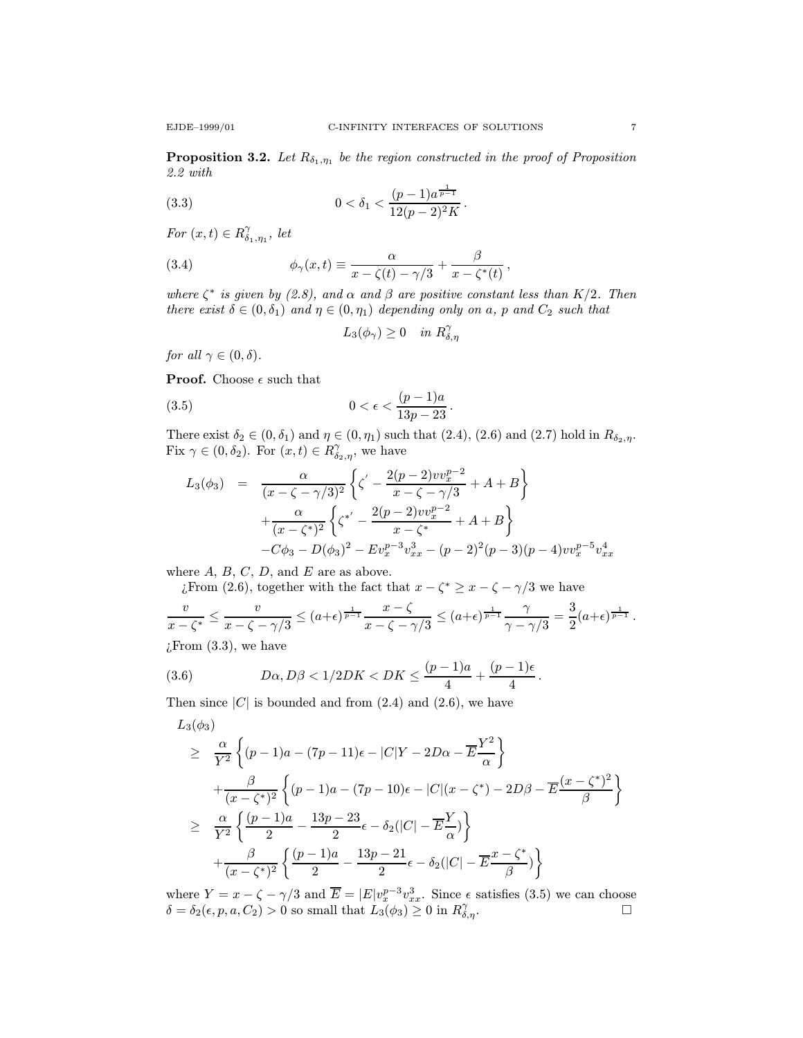**Proposition 3.2.** *Let $R_{\delta_1,\eta_1}$ be the region constructed in the proof of Proposition 2.2 with*

$$0 < \delta_1 < \frac{(p-1)a^{\frac{1}{p-1}}}{12(p-2)^2 K}\,. \tag{3.3}$$

*For $(x,t) \in R^{\gamma}_{\delta_1,\eta_1}$, let*

$$\phi_\gamma(x,t) \equiv \frac{\alpha}{x-\zeta(t)-\gamma/3} + \frac{\beta}{x-\zeta^*(t)}\,, \tag{3.4}$$

*where $\zeta^*$ is given by (2.8), and $\alpha$ and $\beta$ are positive constant less than $K/2$. Then there exist $\delta \in (0,\delta_1)$ and $\eta \in (0,\eta_1)$ depending only on $a$, $p$ and $C_2$ such that*

$$L_3(\phi_\gamma) \geq 0 \quad \textit{in } R^{\gamma}_{\delta,\eta}$$

*for all $\gamma \in (0,\delta)$.*

**Proof.** Choose $\epsilon$ such that

$$0 < \epsilon < \frac{(p-1)a}{13p-23}\,. \tag{3.5}$$

There exist $\delta_2 \in (0,\delta_1)$ and $\eta \in (0,\eta_1)$ such that (2.4), (2.6) and (2.7) hold in $R_{\delta_2,\eta}$. Fix $\gamma \in (0,\delta_2)$. For $(x,t) \in R^{\gamma}_{\delta_2,\eta}$, we have

$$\begin{aligned}
L_3(\phi_3) \;=\;& \frac{\alpha}{(x-\zeta-\gamma/3)^2}\left\{\zeta' - \frac{2(p-2)vv_x^{p-2}}{x-\zeta-\gamma/3} + A + B\right\} \\
&+ \frac{\alpha}{(x-\zeta^*)^2}\left\{\zeta^{*'} - \frac{2(p-2)vv_x^{p-2}}{x-\zeta^*} + A + B\right\} \\
&- C\phi_3 - D(\phi_3)^2 - Ev_x^{p-3}v_{xx}^3 - (p-2)^2(p-3)(p-4)vv_x^{p-5}v_{xx}^4
\end{aligned}$$

where $A$, $B$, $C$, $D$, and $E$ are as above.

¿From (2.6), together with the fact that $x-\zeta^* \geq x-\zeta-\gamma/3$ we have

$$\frac{v}{x-\zeta^*} \leq \frac{v}{x-\zeta-\gamma/3} \leq (a+\epsilon)^{\frac{1}{p-1}}\frac{x-\zeta}{x-\zeta-\gamma/3} \leq (a+\epsilon)^{\frac{1}{p-1}}\frac{\gamma}{\gamma-\gamma/3} = \frac{3}{2}(a+\epsilon)^{\frac{1}{p-1}}\,.$$

¿From (3.3), we have

$$D\alpha, D\beta < 1/2DK < DK \leq \frac{(p-1)a}{4} + \frac{(p-1)\epsilon}{4}\,. \tag{3.6}$$

Then since $|C|$ is bounded and from (2.4) and (2.6), we have

$$\begin{aligned}
&L_3(\phi_3) \\
&\geq \frac{\alpha}{Y^2}\left\{(p-1)a - (7p-11)\epsilon - |C|Y - 2D\alpha - \overline{E}\frac{Y^2}{\alpha}\right\} \\
&\quad + \frac{\beta}{(x-\zeta^*)^2}\left\{(p-1)a - (7p-10)\epsilon - |C|(x-\zeta^*) - 2D\beta - \overline{E}\frac{(x-\zeta^*)^2}{\beta}\right\} \\
&\geq \frac{\alpha}{Y^2}\left\{\frac{(p-1)a}{2} - \frac{13p-23}{2}\epsilon - \delta_2(|C| - \overline{E}\frac{Y}{\alpha})\right\} \\
&\quad + \frac{\beta}{(x-\zeta^*)^2}\left\{\frac{(p-1)a}{2} - \frac{13p-21}{2}\epsilon - \delta_2(|C| - \overline{E}\frac{x-\zeta^*}{\beta})\right\}
\end{aligned}$$

where $Y = x-\zeta-\gamma/3$ and $\overline{E} = |E|v_x^{p-3}v_{xx}^3$. Since $\epsilon$ satisfies (3.5) we can choose $\delta = \delta_2(\epsilon, p, a, C_2) > 0$ so small that $L_3(\phi_3) \geq 0$ in $R^{\gamma}_{\delta,\eta}$. $\square$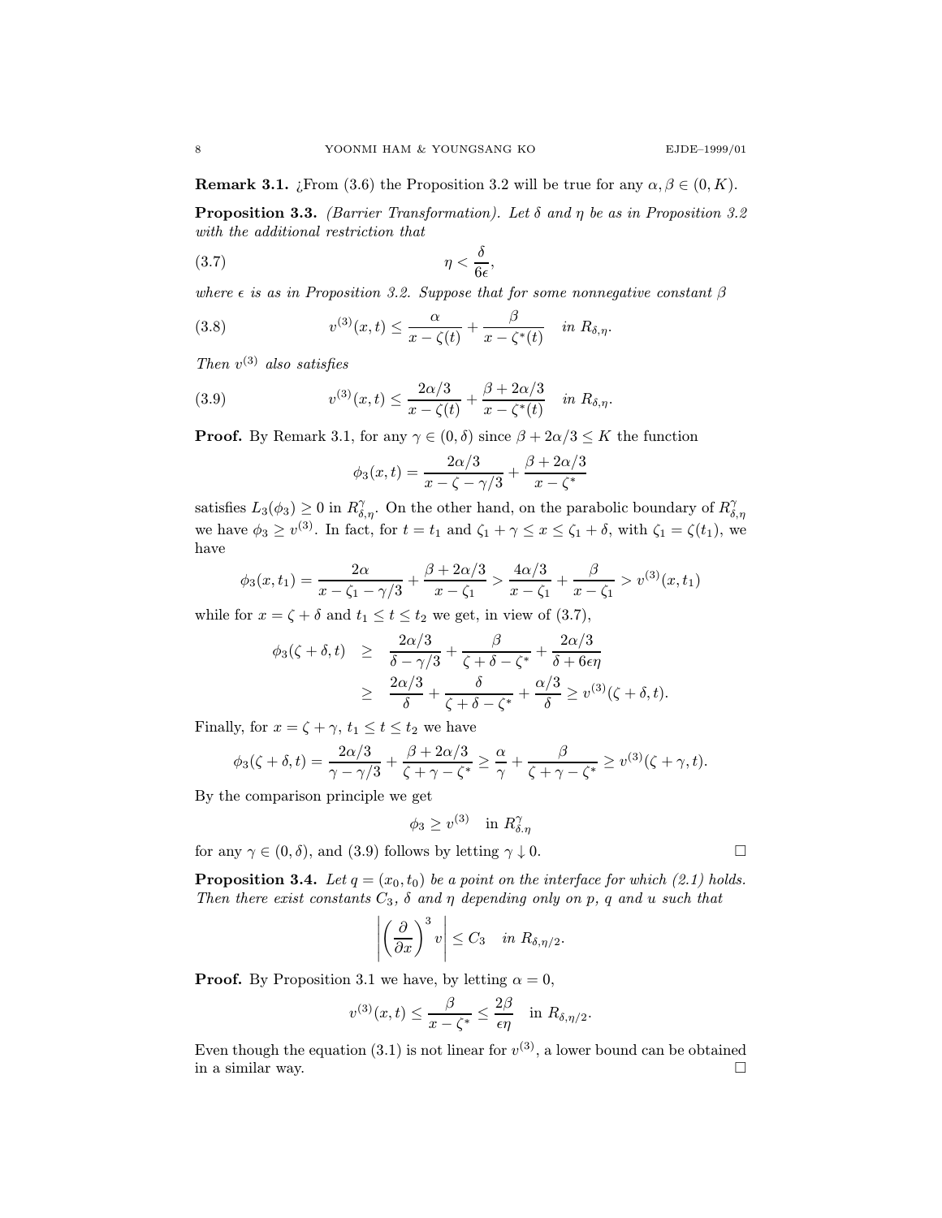**Remark 3.1.** ¿From (3.6) the Proposition 3.2 will be true for any $\alpha, \beta \in (0, K)$.

**Proposition 3.3.** *(Barrier Transformation). Let $\delta$ and $\eta$ be as in Proposition 3.2 with the additional restriction that*

$$\eta < \frac{\delta}{6\epsilon}, \tag{3.7}$$

*where $\epsilon$ is as in Proposition 3.2. Suppose that for some nonnegative constant $\beta$*

$$v^{(3)}(x,t) \leq \frac{\alpha}{x - \zeta(t)} + \frac{\beta}{x - \zeta^*(t)} \quad \text{in } R_{\delta,\eta}. \tag{3.8}$$

*Then $v^{(3)}$ also satisfies*

$$v^{(3)}(x,t) \leq \frac{2\alpha/3}{x - \zeta(t)} + \frac{\beta + 2\alpha/3}{x - \zeta^*(t)} \quad \text{in } R_{\delta,\eta}. \tag{3.9}$$

**Proof.** By Remark 3.1, for any $\gamma \in (0, \delta)$ since $\beta + 2\alpha/3 \leq K$ the function

$$\phi_3(x,t) = \frac{2\alpha/3}{x - \zeta - \gamma/3} + \frac{\beta + 2\alpha/3}{x - \zeta^*}$$

satisfies $L_3(\phi_3) \geq 0$ in $R^{\gamma}_{\delta,\eta}$. On the other hand, on the parabolic boundary of $R^{\gamma}_{\delta,\eta}$ we have $\phi_3 \geq v^{(3)}$. In fact, for $t = t_1$ and $\zeta_1 + \gamma \leq x \leq \zeta_1 + \delta$, with $\zeta_1 = \zeta(t_1)$, we have

$$\phi_3(x,t_1) = \frac{2\alpha}{x - \zeta_1 - \gamma/3} + \frac{\beta + 2\alpha/3}{x - \zeta_1} > \frac{4\alpha/3}{x - \zeta_1} + \frac{\beta}{x - \zeta_1} > v^{(3)}(x,t_1)$$

while for $x = \zeta + \delta$ and $t_1 \leq t \leq t_2$ we get, in view of (3.7),

$$\begin{aligned}
\phi_3(\zeta + \delta, t) &\geq \frac{2\alpha/3}{\delta - \gamma/3} + \frac{\beta}{\zeta + \delta - \zeta^*} + \frac{2\alpha/3}{\delta + 6\epsilon\eta} \\
&\geq \frac{2\alpha/3}{\delta} + \frac{\delta}{\zeta + \delta - \zeta^*} + \frac{\alpha/3}{\delta} \geq v^{(3)}(\zeta + \delta, t).
\end{aligned}$$

Finally, for $x = \zeta + \gamma$, $t_1 \leq t \leq t_2$ we have

$$\phi_3(\zeta + \delta, t) = \frac{2\alpha/3}{\gamma - \gamma/3} + \frac{\beta + 2\alpha/3}{\zeta + \gamma - \zeta^*} \geq \frac{\alpha}{\gamma} + \frac{\beta}{\zeta + \gamma - \zeta^*} \geq v^{(3)}(\zeta + \gamma, t).$$

By the comparison principle we get

$$\phi_3 \geq v^{(3)} \quad \text{in } R^{\gamma}_{\delta.\eta}$$

for any $\gamma \in (0, \delta)$, and (3.9) follows by letting $\gamma \downarrow 0$. $\square$

**Proposition 3.4.** *Let $q = (x_0, t_0)$ be a point on the interface for which (2.1) holds. Then there exist constants $C_3$, $\delta$ and $\eta$ depending only on $p$, $q$ and $u$ such that*

$$\left| \left( \frac{\partial}{\partial x} \right)^3 v \right| \leq C_3 \quad \text{in } R_{\delta,\eta/2}.$$

**Proof.** By Proposition 3.1 we have, by letting $\alpha = 0$,

$$v^{(3)}(x,t) \leq \frac{\beta}{x - \zeta^*} \leq \frac{2\beta}{\epsilon\eta} \quad \text{in } R_{\delta,\eta/2}.$$

Even though the equation (3.1) is not linear for $v^{(3)}$, a lower bound can be obtained in a similar way. $\square$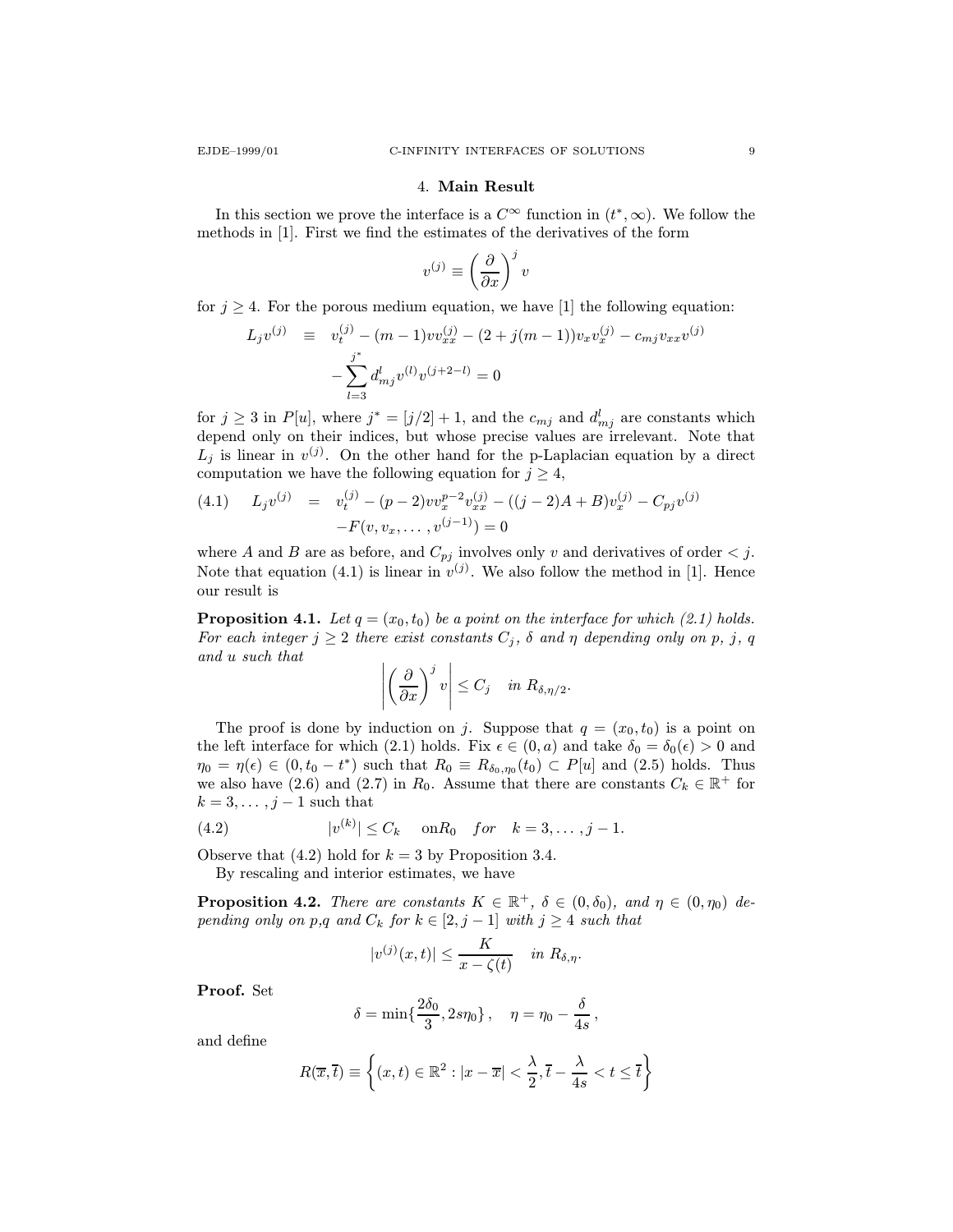## 4. Main Result

In this section we prove the interface is a $C^\infty$ function in $(t^*, \infty)$. We follow the methods in [1]. First we find the estimates of the derivatives of the form

$$v^{(j)} \equiv \left(\frac{\partial}{\partial x}\right)^j v$$

for $j \geq 4$. For the porous medium equation, we have [1] the following equation:

$$\begin{aligned} L_j v^{(j)} \quad &\equiv \quad v_t^{(j)} - (m-1) v v_{xx}^{(j)} - (2 + j(m-1)) v_x v_x^{(j)} - c_{mj} v_{xx} v^{(j)} \\ &\quad - \sum_{l=3}^{j^*} d_{mj}^l v^{(l)} v^{(j+2-l)} = 0 \end{aligned}$$

for $j \geq 3$ in $P[u]$, where $j^* = [j/2] + 1$, and the $c_{mj}$ and $d_{mj}^l$ are constants which depend only on their indices, but whose precise values are irrelevant. Note that $L_j$ is linear in $v^{(j)}$. On the other hand for the p-Laplacian equation by a direct computation we have the following equation for $j \geq 4$,

$$\begin{aligned} L_j v^{(j)} \quad &= \quad v_t^{(j)} - (p-2) v v_x^{p-2} v_{xx}^{(j)} - ((j-2)A + B) v_x^{(j)} - C_{pj} v^{(j)} \\ &\quad - F(v, v_x, \dots, v^{(j-1)}) = 0 \end{aligned} \tag{4.1}$$

where $A$ and $B$ are as before, and $C_{pj}$ involves only $v$ and derivatives of order $< j$. Note that equation (4.1) is linear in $v^{(j)}$. We also follow the method in [1]. Hence our result is

**Proposition 4.1.** *Let $q = (x_0, t_0)$ be a point on the interface for which (2.1) holds. For each integer $j \geq 2$ there exist constants $C_j$, $\delta$ and $\eta$ depending only on $p$, $j$, $q$ and $u$ such that*

$$\left| \left(\frac{\partial}{\partial x}\right)^j v \right| \leq C_j \quad \text{in } R_{\delta, \eta/2}.$$

The proof is done by induction on $j$. Suppose that $q = (x_0, t_0)$ is a point on the left interface for which (2.1) holds. Fix $\epsilon \in (0, a)$ and take $\delta_0 = \delta_0(\epsilon) > 0$ and $\eta_0 = \eta(\epsilon) \in (0, t_0 - t^*)$ such that $R_0 \equiv R_{\delta_0, \eta_0}(t_0) \subset P[u]$ and (2.5) holds. Thus we also have (2.6) and (2.7) in $R_0$. Assume that there are constants $C_k \in \mathbb{R}^+$ for $k = 3, \dots, j-1$ such that

$$|v^{(k)}| \leq C_k \quad \text{on} R_0 \quad for \quad k = 3, \dots, j-1. \tag{4.2}$$

Observe that (4.2) hold for $k = 3$ by Proposition 3.4.

By rescaling and interior estimates, we have

**Proposition 4.2.** *There are constants $K \in \mathbb{R}^+$, $\delta \in (0, \delta_0)$, and $\eta \in (0, \eta_0)$ depending only on p,q and $C_k$ for $k \in [2, j-1]$ with $j \geq 4$ such that*

$$|v^{(j)}(x,t)| \leq \frac{K}{x - \zeta(t)} \quad \text{in } R_{\delta, \eta}.$$

**Proof.** Set

$$\delta = \min\{\frac{2\delta_0}{3}, 2s\eta_0\}, \quad \eta = \eta_0 - \frac{\delta}{4s},$$

and define

$$R(\overline{x}, \overline{t}) \equiv \left\{(x,t) \in \mathbb{R}^2 : |x - \overline{x}| < \frac{\lambda}{2}, \overline{t} - \frac{\lambda}{4s} < t \leq \overline{t}\right\}$$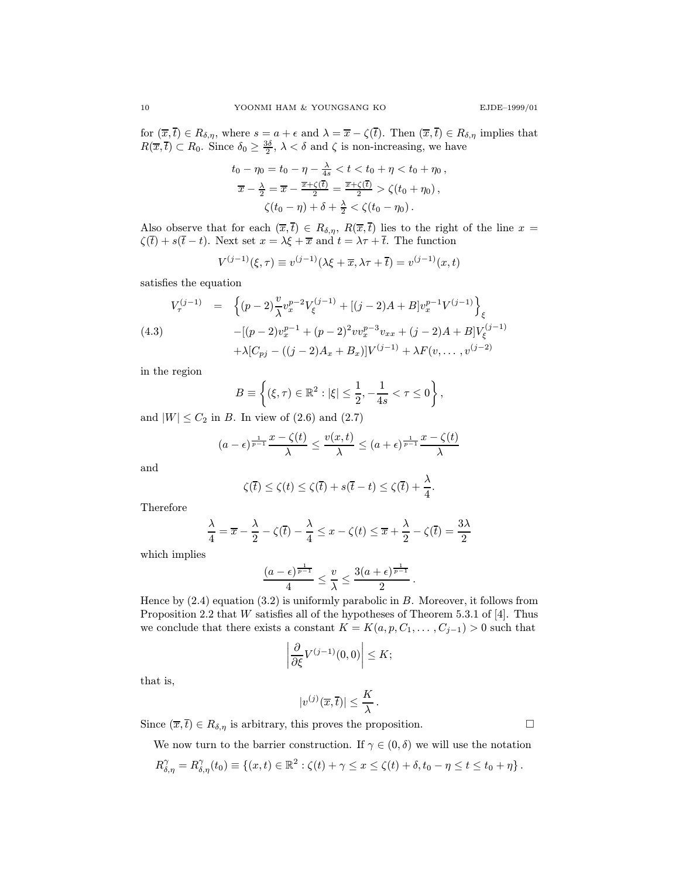for $(\overline{x},\overline{t}) \in R_{\delta,\eta}$, where $s = a+\epsilon$ and $\lambda = \overline{x} - \zeta(\overline{t})$. Then $(\overline{x},\overline{t}) \in R_{\delta,\eta}$ implies that $R(\overline{x},\overline{t}) \subset R_0$. Since $\delta_0 \geq \frac{3\delta}{2}$, $\lambda < \delta$ and $\zeta$ is non-increasing, we have

$$t_0 - \eta_0 = t_0 - \eta - \tfrac{\lambda}{4s} < t < t_0 + \eta < t_0 + \eta_0\,,$$
$$\overline{x} - \tfrac{\lambda}{2} = \overline{x} - \tfrac{\overline{x}+\zeta(\overline{t})}{2} = \tfrac{\overline{x}+\zeta(\overline{t})}{2} > \zeta(t_0+\eta_0)\,,$$
$$\zeta(t_0-\eta) + \delta + \tfrac{\lambda}{2} < \zeta(t_0 - \eta_0)\,.$$

Also observe that for each $(\overline{x},\overline{t}) \in R_{\delta,\eta}$, $R(\overline{x},\overline{t})$ lies to the right of the line $x = \zeta(\overline{t}) + s(\overline{t}-t)$. Next set $x = \lambda\xi + \overline{x}$ and $t = \lambda\tau + \overline{t}$. The function

$$V^{(j-1)}(\xi,\tau) \equiv v^{(j-1)}(\lambda\xi+\overline{x}, \lambda\tau+\overline{t}) = v^{(j-1)}(x,t)$$

satisfies the equation

$$\begin{aligned}
V_\tau^{(j-1)} \quad &= \quad \Big\{(p-2)\frac{v}{\lambda}v_x^{p-2}V_\xi^{(j-1)} + [(j-2)A+B]v_x^{p-1}V^{(j-1)}\Big\}_\xi \\
&\quad -[(p-2)v_x^{p-1} + (p-2)^2 v v_x^{p-3} v_{xx} + (j-2)A + B]V_\xi^{(j-1)} \\
&\quad +\lambda[C_{pj} - ((j-2)A_x + B_x)]V^{(j-1)} + \lambda F(v,\dots,v^{(j-2)}
\end{aligned} \tag{4.3}$$

in the region

$$B \equiv \left\{(\xi,\tau)\in\mathbb{R}^2 : |\xi| \leq \frac{1}{2}, -\frac{1}{4s} < \tau \leq 0\right\},$$

and $|W| \leq C_2$ in $B$. In view of (2.6) and (2.7)

$$(a-\epsilon)^{\frac{1}{p-1}}\frac{x-\zeta(t)}{\lambda} \leq \frac{v(x,t)}{\lambda} \leq (a+\epsilon)^{\frac{1}{p-1}}\frac{x-\zeta(t)}{\lambda}$$

and

$$\zeta(\overline{t}) \leq \zeta(t) \leq \zeta(\overline{t}) + s(\overline{t}-t) \leq \zeta(\overline{t}) + \frac{\lambda}{4}.$$

Therefore

$$\frac{\lambda}{4} = \overline{x} - \frac{\lambda}{2} - \zeta(\overline{t}) - \frac{\lambda}{4} \leq x - \zeta(t) \leq \overline{x} + \frac{\lambda}{2} - \zeta(\overline{t}) = \frac{3\lambda}{2}$$

which implies

$$\frac{(a-\epsilon)^{\frac{1}{p-1}}}{4} \leq \frac{v}{\lambda} \leq \frac{3(a+\epsilon)^{\frac{1}{p-1}}}{2}\,.$$

Hence by (2.4) equation (3.2) is uniformly parabolic in $B$. Moreover, it follows from Proposition 2.2 that $W$ satisfies all of the hypotheses of Theorem 5.3.1 of [4]. Thus we conclude that there exists a constant $K = K(a,p,C_1,\dots,C_{j-1}) > 0$ such that

$$\left|\frac{\partial}{\partial\xi}V^{(j-1)}(0,0)\right| \leq K;$$

that is,

$$|v^{(j)}(\overline{x},\overline{t})| \leq \frac{K}{\lambda}\,.$$

Since $(\overline{x},\overline{t}) \in R_{\delta,\eta}$ is arbitrary, this proves the proposition. $\square$

We now turn to the barrier construction. If $\gamma \in (0,\delta)$ we will use the notation

$$R^\gamma_{\delta,\eta} = R^\gamma_{\delta,\eta}(t_0) \equiv \{(x,t)\in\mathbb{R}^2 : \zeta(t)+\gamma \leq x \leq \zeta(t)+\delta, t_0-\eta \leq t \leq t_0+\eta\}\,.$$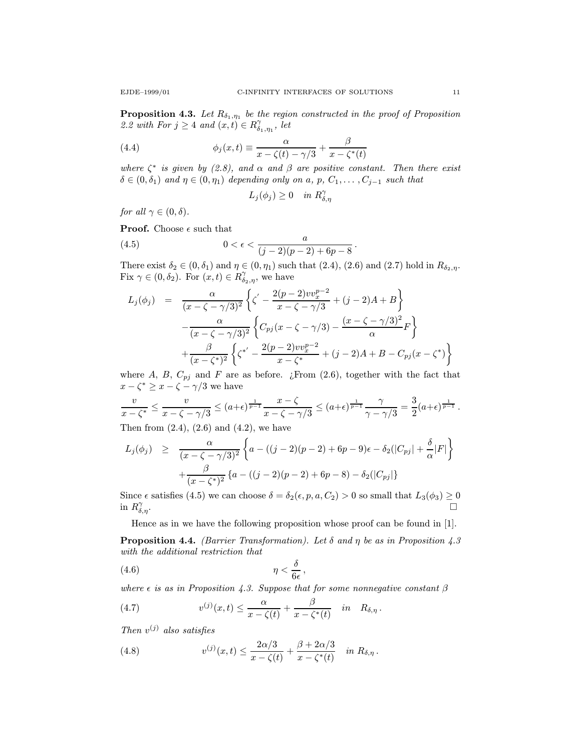**Proposition 4.3.** *Let $R_{\delta_1,\eta_1}$ be the region constructed in the proof of Proposition 2.2 with For $j \geq 4$ and $(x,t) \in R^{\gamma}_{\delta_1,\eta_1}$, let*

$$\phi_j(x,t) \equiv \frac{\alpha}{x-\zeta(t)-\gamma/3} + \frac{\beta}{x-\zeta^*(t)} \tag{4.4}$$

*where $\zeta^*$ is given by (2.8), and $\alpha$ and $\beta$ are positive constant. Then there exist $\delta \in (0,\delta_1)$ and $\eta \in (0,\eta_1)$ depending only on $a$, $p$, $C_1,\dots,C_{j-1}$ such that*

$$L_j(\phi_j) \geq 0 \quad in\ R^{\gamma}_{\delta,\eta}$$

*for all $\gamma \in (0,\delta)$.*

**Proof.** Choose $\epsilon$ such that

$$0 < \epsilon < \frac{a}{(j-2)(p-2)+6p-8}\,. \tag{4.5}$$

There exist $\delta_2 \in (0,\delta_1)$ and $\eta \in (0,\eta_1)$ such that (2.4), (2.6) and (2.7) hold in $R_{\delta_2,\eta}$. Fix $\gamma \in (0,\delta_2)$. For $(x,t) \in R^{\gamma}_{\delta_2,\eta}$, we have

$$\begin{aligned}
L_j(\phi_j) &= \frac{\alpha}{(x-\zeta-\gamma/3)^2}\left\{\zeta' - \frac{2(p-2)vv_x^{p-2}}{x-\zeta-\gamma/3} + (j-2)A + B\right\}\\
&\quad -\frac{\alpha}{(x-\zeta-\gamma/3)^2}\left\{C_{pj}(x-\zeta-\gamma/3) - \frac{(x-\zeta-\gamma/3)^2}{\alpha}F\right\}\\
&\quad +\frac{\beta}{(x-\zeta^*)^2}\left\{\zeta^{*'} - \frac{2(p-2)vv_x^{p-2}}{x-\zeta^*} + (j-2)A + B - C_{pj}(x-\zeta^*)\right\}
\end{aligned}$$

where $A$, $B$, $C_{pj}$ and $F$ are as before. ¿From (2.6), together with the fact that $x-\zeta^* \geq x-\zeta-\gamma/3$ we have

$$\frac{v}{x-\zeta^*} \leq \frac{v}{x-\zeta-\gamma/3} \leq (a+\epsilon)^{\frac{1}{p-1}}\frac{x-\zeta}{x-\zeta-\gamma/3} \leq (a+\epsilon)^{\frac{1}{p-1}}\frac{\gamma}{\gamma-\gamma/3} = \frac{3}{2}(a+\epsilon)^{\frac{1}{p-1}}\,.$$

Then from (2.4), (2.6) and (4.2), we have

$$\begin{aligned}
L_j(\phi_j) &\geq \frac{\alpha}{(x-\zeta-\gamma/3)^2}\left\{a - ((j-2)(p-2)+6p-9)\epsilon - \delta_2(|C_{pj}| + \frac{\delta}{\alpha}|F|\right\}\\
&\quad +\frac{\beta}{(x-\zeta^*)^2}\left\{a - ((j-2)(p-2)+6p-8) - \delta_2(|C_{pj}|\right\}
\end{aligned}$$

Since $\epsilon$ satisfies (4.5) we can choose $\delta = \delta_2(\epsilon,p,a,C_2) > 0$ so small that $L_3(\phi_3) \geq 0$ in $R^{\gamma}_{\delta,\eta}$. $\square$

Hence as in we have the following proposition whose proof can be found in [1].

**Proposition 4.4.** *(Barrier Transformation). Let $\delta$ and $\eta$ be as in Proposition 4.3 with the additional restriction that*

$$\eta < \frac{\delta}{6\epsilon}\,, \tag{4.6}$$

*where $\epsilon$ is as in Proposition 4.3. Suppose that for some nonnegative constant $\beta$*

$$v^{(j)}(x,t) \leq \frac{\alpha}{x-\zeta(t)} + \frac{\beta}{x-\zeta^*(t)} \quad in \quad R_{\delta,\eta}\,. \tag{4.7}$$

*Then $v^{(j)}$ also satisfies*

$$v^{(j)}(x,t) \leq \frac{2\alpha/3}{x-\zeta(t)} + \frac{\beta+2\alpha/3}{x-\zeta^*(t)} \quad in\ R_{\delta,\eta}\,. \tag{4.8}$$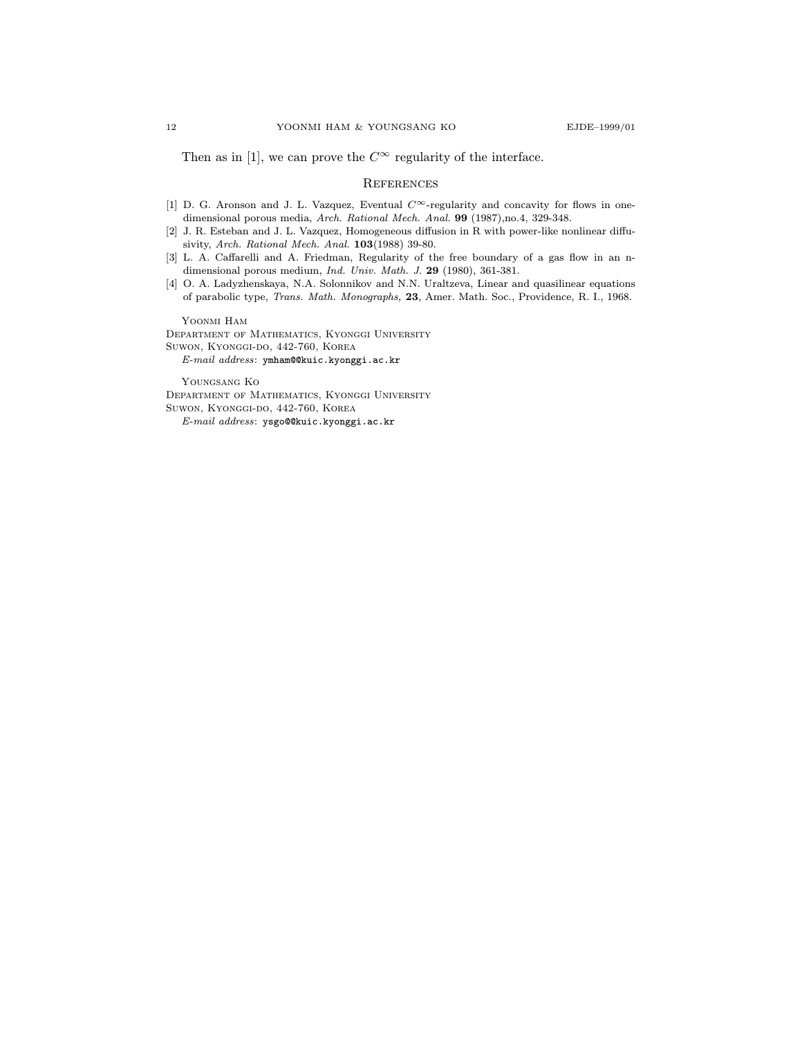Then as in [1], we can prove the $C^\infty$ regularity of the interface.

## References

[1] D. G. Aronson and J. L. Vazquez, Eventual $C^\infty$-regularity and concavity for flows in one-dimensional porous media, *Arch. Rational Mech. Anal.* **99** (1987),no.4, 329-348.

[2] J. R. Esteban and J. L. Vazquez, Homogeneous diffusion in R with power-like nonlinear diffusivity, *Arch. Rational Mech. Anal.* **103**(1988) 39-80.

[3] L. A. Caffarelli and A. Friedman, Regularity of the free boundary of a gas flow in an n-dimensional porous medium, *Ind. Univ. Math. J.* **29** (1980), 361-381.

[4] O. A. Ladyzhenskaya, N.A. Solonnikov and N.N. Uraltzeva, Linear and quasilinear equations of parabolic type, *Trans. Math. Monographs*, **23**, Amer. Math. Soc., Providence, R. I., 1968.

Yoonmi Ham
Department of Mathematics, Kyonggi University
Suwon, Kyonggi-do, 442-760, Korea
*E-mail address*: ymham@@kuic.kyonggi.ac.kr

Youngsang Ko
Department of Mathematics, Kyonggi University
Suwon, Kyonggi-do, 442-760, Korea
*E-mail address*: ysgo@@kuic.kyonggi.ac.kr